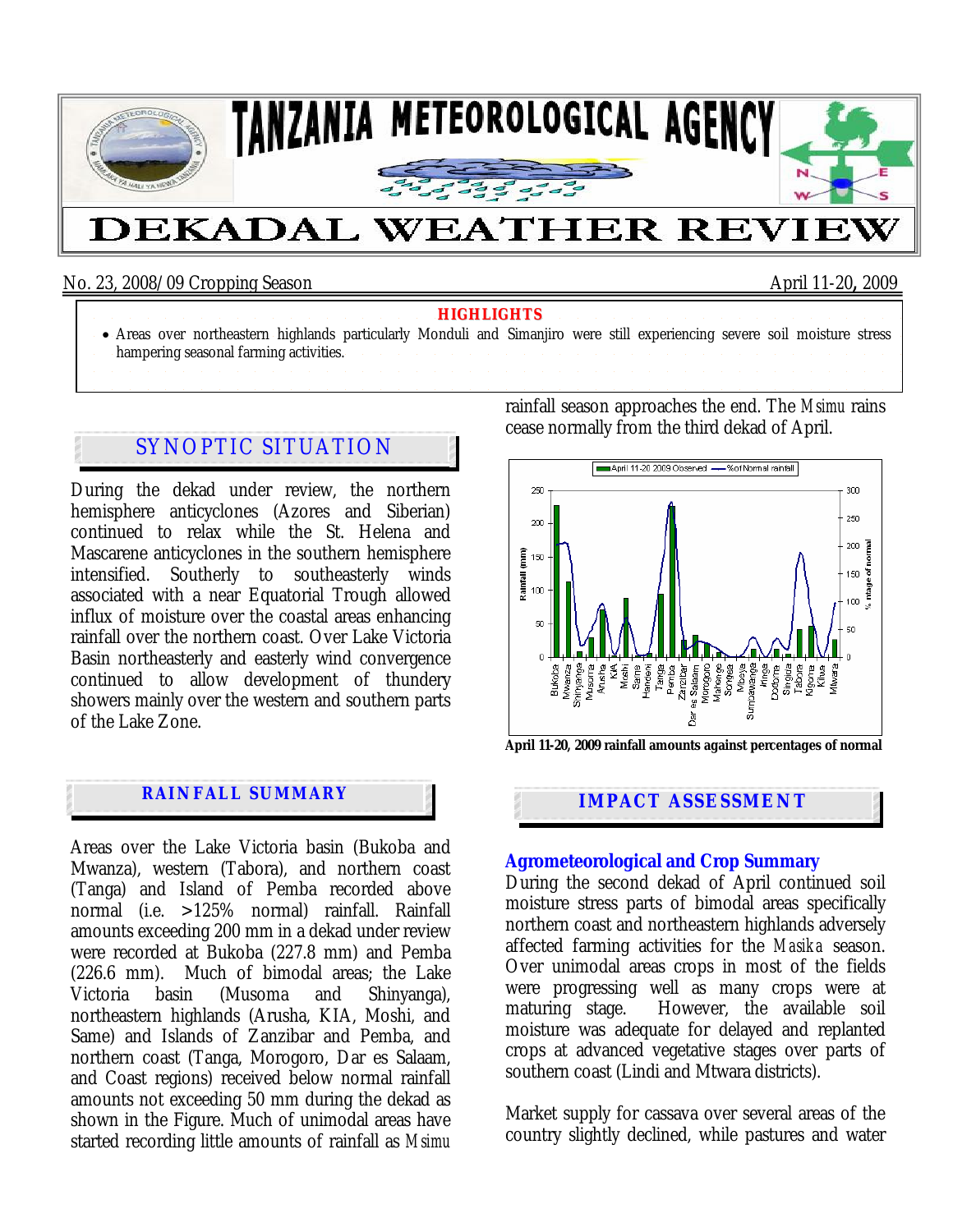# TANZANIA METEOROLOGICAL AGENCY

# DEKADAL WEATHER REVIEW

No. 23, 2008/09 Cropping Season — April 11-20, 2009

**HIGHLIGHTS**

- Areas over northeastern highlands particularly Monduli and Simanjiro were still experiencing severe soil moisture stress hampering seasonal farming activities.

## SYNOPTIC SITUATION

During the dekad under review, the northern hemisphere anticyclones (Azores and Siberian) continued to relax while the St. Helena and Mascarene anticyclones in the southern hemisphere intensified. Southerly to southeasterly winds associated with a near Equatorial Trough allowed influx of moisture over the coastal areas enhancing rainfall over the northern coast. Over Lake Victoria Basin northeasterly and easterly wind convergence continued to allow development of thundery showers mainly over the western and southern parts of the Lake Zone.

## RAINFALL SUMMARY

Areas over the Lake Victoria basin (Bukoba and Mwanza), western (Tabora), and northern coast (Tanga) and Island of Pemba recorded above normal (i.e. >125% normal) rainfall. Rainfall amounts exceeding 200 mm in a dekad under review were recorded at Bukoba (227.8 mm) and Pemba (226.6 mm). Much of bimodal areas; the Lake Victoria basin (Musoma and Shinyanga), northeastern highlands (Arusha, KIA, Moshi, and Same) and Islands of Zanzibar and Pemba, and northern coast (Tanga, Morogoro, Dar es Salaam, and Coast regions) received below normal rainfall amounts not exceeding 50 mm during the dekad as shown in the Figure. Much of unimodal areas have started recording little amounts of rainfall as *Msimu* rainfall season approaches the end. The *Msimu* rains cease normally from the third dekad of April.

**April 11-20, 2009 rainfall amounts against percentages of normal**

## IMPACT ASSESSMENT

### Agrometeorological and Crop Summary

During the second dekad of April continued soil moisture stress parts of bimodal areas specifically northern coast and northeastern highlands adversely affected farming activities for the *Masika* season. Over unimodal areas crops in most of the fields were progressing well as many crops were at maturing stage. However, the available soil moisture was adequate for delayed and replanted crops at advanced vegetative stages over parts of southern coast (Lindi and Mtwara districts).

Market supply for cassava over several areas of the country slightly declined, while pastures and water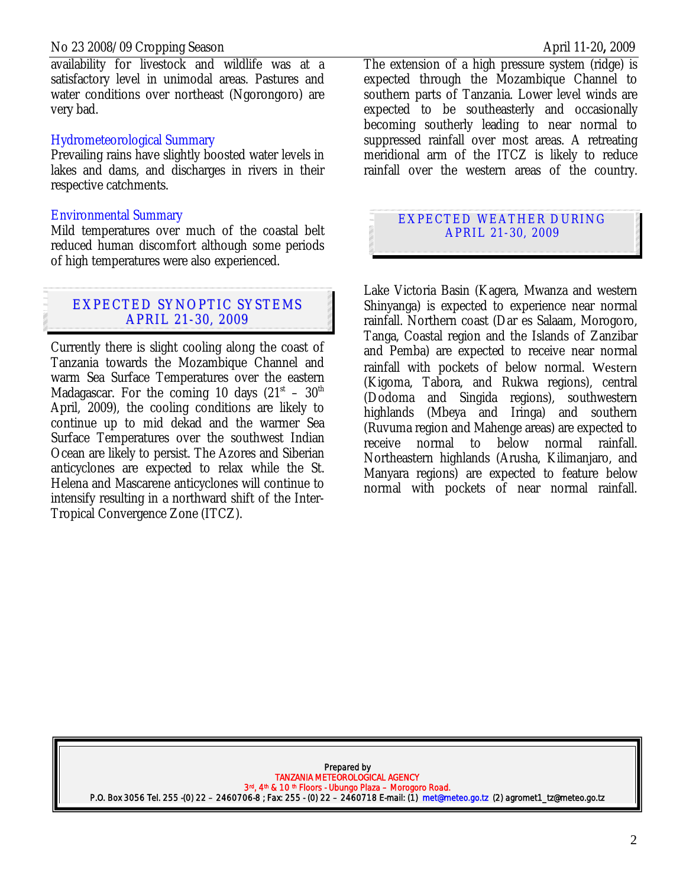availability for livestock and wildlife was at a satisfactory level in unimodal areas. Pastures and water conditions over northeast (Ngorongoro) are very bad.

### Hydrometeorological Summary

Prevailing rains have slightly boosted water levels in lakes and dams, and discharges in rivers in their respective catchments.

### Environmental Summary

Mild temperatures over much of the coastal belt reduced human discomfort although some periods of high temperatures were also experienced.

## EXPECTED SYNOPTIC SYSTEMS APRIL 21-30, 2009

Currently there is slight cooling along the coast of Tanzania towards the Mozambique Channel and warm Sea Surface Temperatures over the eastern Madagascar. For the coming 10 days (21st – 30th April, 2009), the cooling conditions are likely to continue up to mid dekad and the warmer Sea Surface Temperatures over the southwest Indian Ocean are likely to persist. The Azores and Siberian anticyclones are expected to relax while the St. Helena and Mascarene anticyclones will continue to intensify resulting in a northward shift of the Inter-Tropical Convergence Zone (ITCZ).

The extension of a high pressure system (ridge) is expected through the Mozambique Channel to southern parts of Tanzania. Lower level winds are expected to be southeasterly and occasionally becoming southerly leading to near normal to suppressed rainfall over most areas. A retreating meridional arm of the ITCZ is likely to reduce rainfall over the western areas of the country.

## EXPECTED WEATHER DURING APRIL 21-30, 2009

Lake Victoria Basin (Kagera, Mwanza and western Shinyanga) is expected to experience near normal rainfall. Northern coast (Dar es Salaam, Morogoro, Tanga, Coastal region and the Islands of Zanzibar and Pemba) are expected to receive near normal rainfall with pockets of below normal. Western (Kigoma, Tabora, and Rukwa regions), central (Dodoma and Singida regions), southwestern highlands (Mbeya and Iringa) and southern (Ruvuma region and Mahenge areas) are expected to receive normal to below normal rainfall. Northeastern highlands (Arusha, Kilimanjaro, and Manyara regions) are expected to feature below normal with pockets of near normal rainfall.

Prepared by
TANZANIA METEOROLOGICAL AGENCY
3rd, 4th & 10th Floors - Ubungo Plaza – Morogoro Road.
P.O. Box 3056 Tel. 255 -(0) 22 – 2460706-8 ; Fax: 255 - (0) 22 – 2460718 E-mail: (1) met@meteo.go.tz (2) agromet1_tz@meteo.go.tz